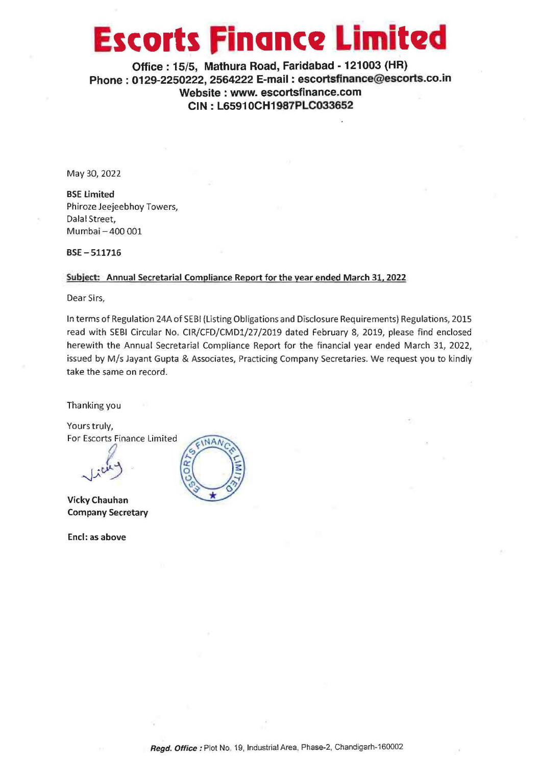# Escorts Finance Limited

**Office : 15/5, Mathura Road, Faridabad - 121003 (HR)**
**Phone : 0129-2250222, 2564222 E-mail : escortsfinance@escorts.co.in**
**Website : www. escortsfinance.com**
**CIN : L65910CH1987PLC033652**

May 30, 2022

**BSE Limited**
Phiroze Jeejeebhoy Towers,
Dalal Street,
Mumbai – 400 001

**BSE – 511716**

**Subject: Annual Secretarial Compliance Report for the year ended March 31, 2022**

Dear Sirs,

In terms of Regulation 24A of SEBI (Listing Obligations and Disclosure Requirements) Regulations, 2015 read with SEBI Circular No. CIR/CFD/CMD1/27/2019 dated February 8, 2019, please find enclosed herewith the Annual Secretarial Compliance Report for the financial year ended March 31, 2022, issued by M/s Jayant Gupta & Associates, Practicing Company Secretaries. We request you to kindly take the same on record.

Thanking you

Yours truly,
For Escorts Finance Limited

**Vicky Chauhan**
**Company Secretary**

**Encl: as above**

***Regd. Office :*** Plot No. 19, Industrial Area, Phase-2, Chandigarh-160002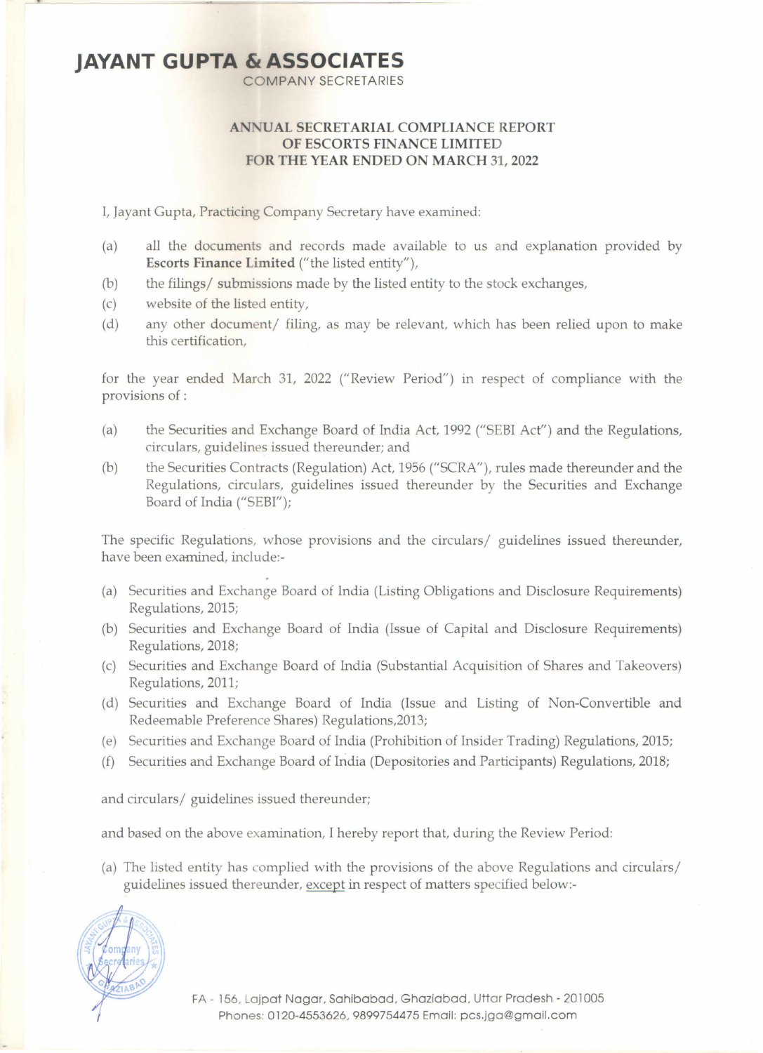# JAYANT GUPTA & ASSOCIATES

COMPANY SECRETARIES

**ANNUAL SECRETARIAL COMPLIANCE REPORT OF ESCORTS FINANCE LIMITED FOR THE YEAR ENDED ON MARCH 31, 2022**

I, Jayant Gupta, Practicing Company Secretary have examined:

(a) all the documents and records made available to us and explanation provided by **Escorts Finance Limited** ("the listed entity"),

(b) the filings/ submissions made by the listed entity to the stock exchanges,

(c) website of the listed entity,

(d) any other document/ filing, as may be relevant, which has been relied upon to make this certification,

for the year ended March 31, 2022 ("Review Period") in respect of compliance with the provisions of :

(a) the Securities and Exchange Board of India Act, 1992 ("SEBI Act") and the Regulations, circulars, guidelines issued thereunder; and

(b) the Securities Contracts (Regulation) Act, 1956 ("SCRA"), rules made thereunder and the Regulations, circulars, guidelines issued thereunder by the Securities and Exchange Board of India ("SEBI");

The specific Regulations, whose provisions and the circulars/ guidelines issued thereunder, have been examined, include:-

(a) Securities and Exchange Board of India (Listing Obligations and Disclosure Requirements) Regulations, 2015;

(b) Securities and Exchange Board of India (Issue of Capital and Disclosure Requirements) Regulations, 2018;

(c) Securities and Exchange Board of India (Substantial Acquisition of Shares and Takeovers) Regulations, 2011;

(d) Securities and Exchange Board of India (Issue and Listing of Non-Convertible and Redeemable Preference Shares) Regulations,2013;

(e) Securities and Exchange Board of India (Prohibition of Insider Trading) Regulations, 2015;

(f) Securities and Exchange Board of India (Depositories and Participants) Regulations, 2018;

and circulars/ guidelines issued thereunder;

and based on the above examination, I hereby report that, during the Review Period:

(a) The listed entity has complied with the provisions of the above Regulations and circulars/ guidelines issued thereunder, <u>except</u> in respect of matters specified below:-

FA - 156, Lajpat Nagar, Sahibabad, Ghaziabad, Uttar Pradesh - 201005
Phones: 0120-4553626, 9899754475 Email: pcs.jga@gmail.com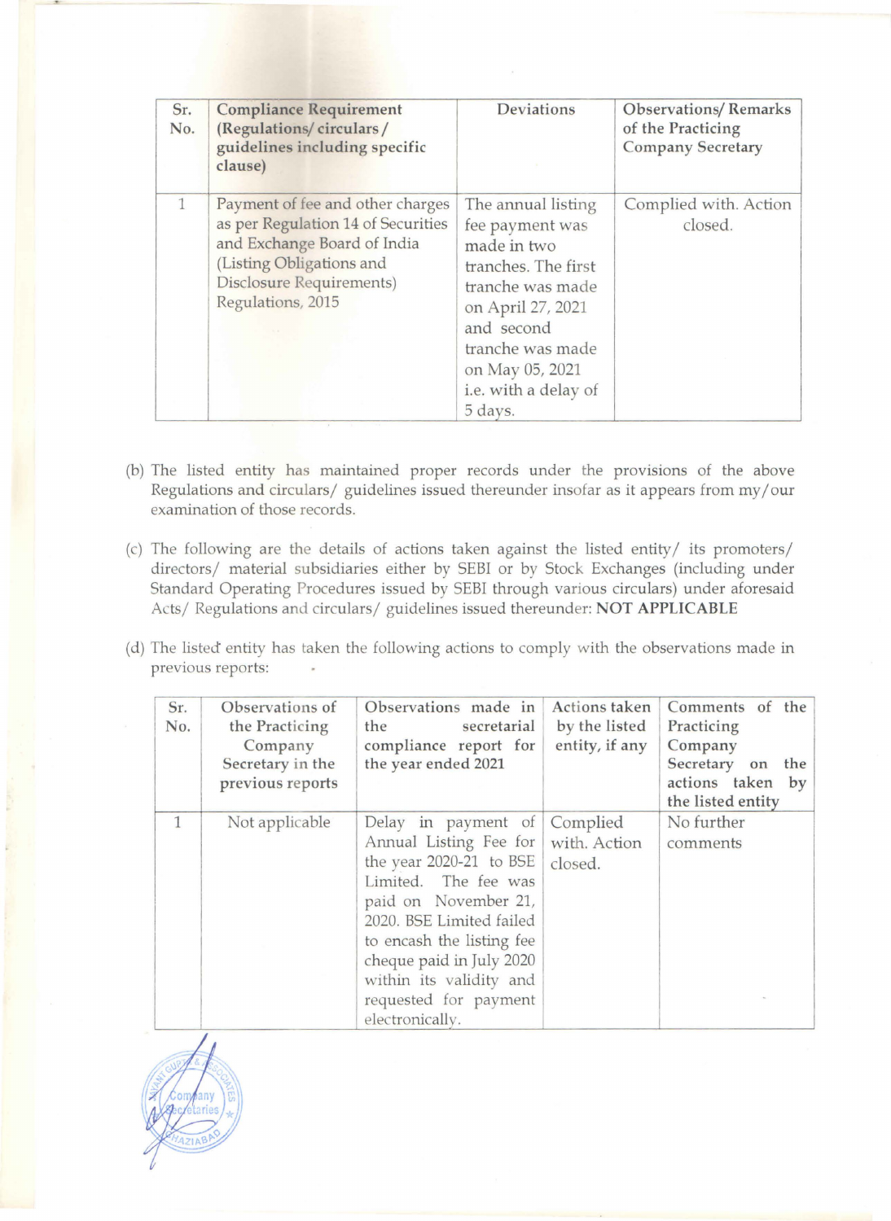| Sr. No. | Compliance Requirement (Regulations/ circulars / guidelines including specific clause) | Deviations | Observations/ Remarks of the Practicing Company Secretary |
|---|---|---|---|
| 1 | Payment of fee and other charges as per Regulation 14 of Securities and Exchange Board of India (Listing Obligations and Disclosure Requirements) Regulations, 2015 | The annual listing fee payment was made in two tranches. The first tranche was made on April 27, 2021 and second tranche was made on May 05, 2021 i.e. with a delay of 5 days. | Complied with. Action closed. |

(b) The listed entity has maintained proper records under the provisions of the above Regulations and circulars/ guidelines issued thereunder insofar as it appears from my/our examination of those records.

(c) The following are the details of actions taken against the listed entity/ its promoters/ directors/ material subsidiaries either by SEBI or by Stock Exchanges (including under Standard Operating Procedures issued by SEBI through various circulars) under aforesaid Acts/ Regulations and circulars/ guidelines issued thereunder: **NOT APPLICABLE**

(d) The listed entity has taken the following actions to comply with the observations made in previous reports:

| Sr. No. | Observations of the Practicing Company Secretary in the previous reports | Observations made in the secretarial compliance report for the year ended 2021 | Actions taken by the listed entity, if any | Comments of the Practicing Company Secretary on the actions taken by the listed entity |
|---|---|---|---|---|
| 1 | Not applicable | Delay in payment of Annual Listing Fee for the year 2020-21 to BSE Limited. The fee was paid on November 21, 2020. BSE Limited failed to encash the listing fee cheque paid in July 2020 within its validity and requested for payment electronically. | Complied with. Action closed. | No further comments |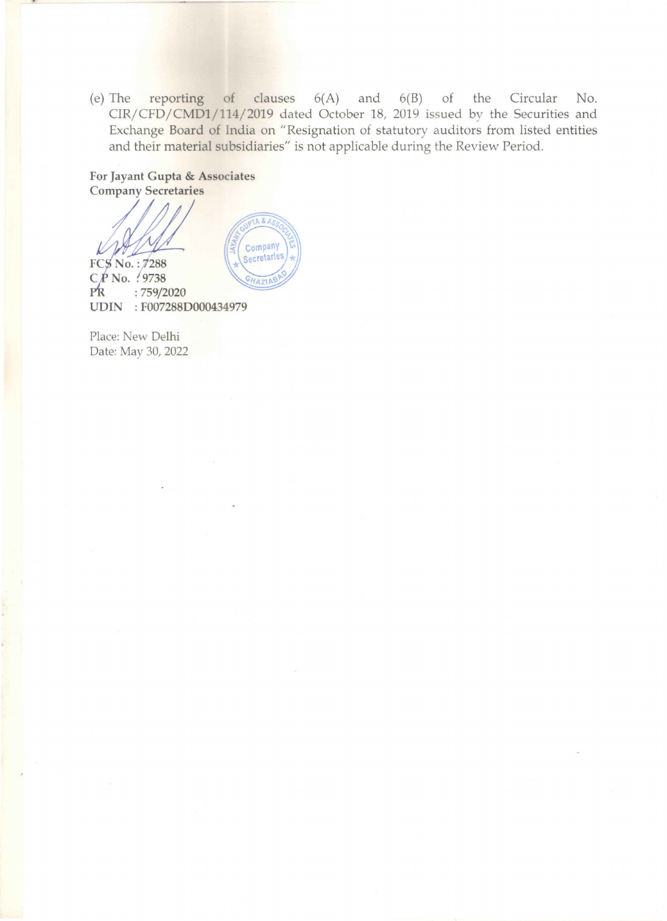(e) The reporting of clauses 6(A) and 6(B) of the Circular No. CIR/CFD/CMD1/114/2019 dated October 18, 2019 issued by the Securities and Exchange Board of India on "Resignation of statutory auditors from listed entities and their material subsidiaries" is not applicable during the Review Period.

**For Jayant Gupta & Associates**
**Company Secretaries**

**FCS No. : 7288**
**CP No. : 9738**
**PR : 759/2020**
**UDIN : F007288D000434979**

Place: New Delhi
Date: May 30, 2022